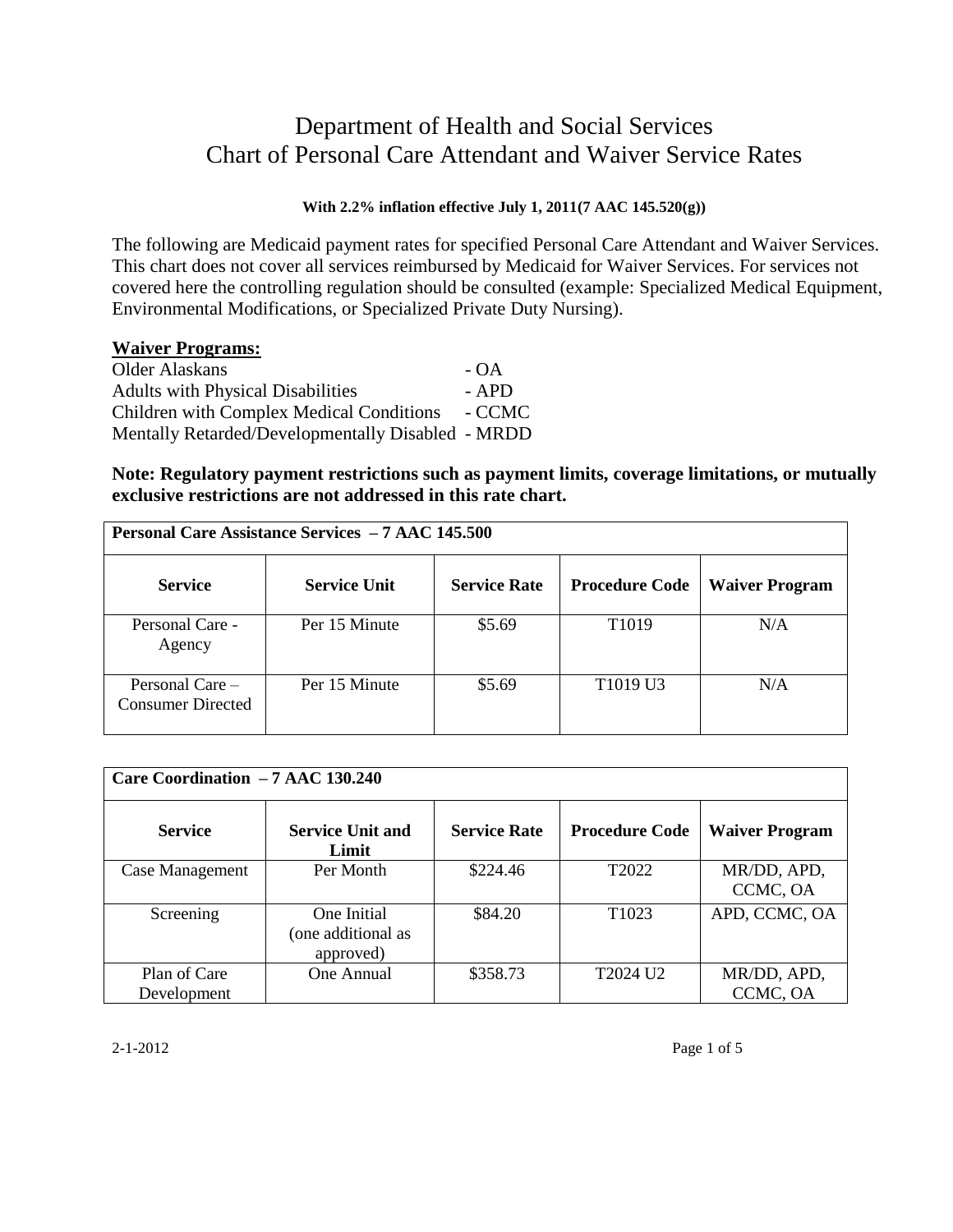# Department of Health and Social Services
# Chart of Personal Care Attendant and Waiver Service Rates

**With 2.2% inflation effective July 1, 2011(7 AAC 145.520(g))**

The following are Medicaid payment rates for specified Personal Care Attendant and Waiver Services. This chart does not cover all services reimbursed by Medicaid for Waiver Services. For services not covered here the controlling regulation should be consulted (example: Specialized Medical Equipment, Environmental Modifications, or Specialized Private Duty Nursing).

**Waiver Programs:**

Older Alaskans - OA
Adults with Physical Disabilities - APD
Children with Complex Medical Conditions - CCMC
Mentally Retarded/Developmentally Disabled - MRDD

**Note: Regulatory payment restrictions such as payment limits, coverage limitations, or mutually exclusive restrictions are not addressed in this rate chart.**

| **Personal Care Assistance Services – 7 AAC 145.500** | | | | |
|---|---|---|---|---|
| **Service** | **Service Unit** | **Service Rate** | **Procedure Code** | **Waiver Program** |
| Personal Care - Agency | Per 15 Minute | $5.69 | T1019 | N/A |
| Personal Care – Consumer Directed | Per 15 Minute | $5.69 | T1019 U3 | N/A |

| **Care Coordination – 7 AAC 130.240** | | | | |
|---|---|---|---|---|
| **Service** | **Service Unit and Limit** | **Service Rate** | **Procedure Code** | **Waiver Program** |
| Case Management | Per Month | $224.46 | T2022 | MR/DD, APD, CCMC, OA |
| Screening | One Initial (one additional as approved) | $84.20 | T1023 | APD, CCMC, OA |
| Plan of Care Development | One Annual | $358.73 | T2024 U2 | MR/DD, APD, CCMC, OA |

2-1-2012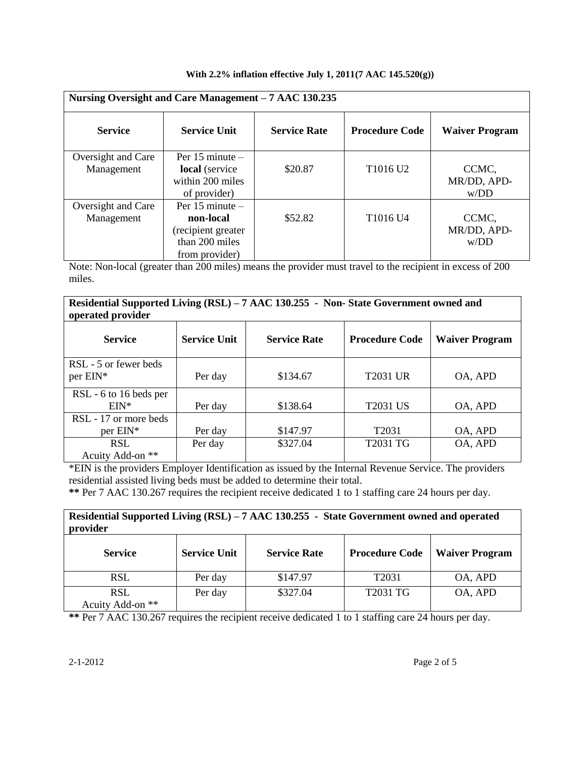**With 2.2% inflation effective July 1, 2011(7 AAC 145.520(g))**

| **Nursing Oversight and Care Management – 7 AAC 130.235** | | | | |
|---|---|---|---|---|
| **Service** | **Service Unit** | **Service Rate** | **Procedure Code** | **Waiver Program** |
| Oversight and Care Management | Per 15 minute – **local** (service within 200 miles of provider) | \$20.87 | T1016 U2 | CCMC, MR/DD, APD-w/DD |
| Oversight and Care Management | Per 15 minute – **non-local** (recipient greater than 200 miles from provider) | \$52.82 | T1016 U4 | CCMC, MR/DD, APD-w/DD |

Note: Non-local (greater than 200 miles) means the provider must travel to the recipient in excess of 200 miles.

| **Residential Supported Living (RSL) – 7 AAC 130.255 - Non- State Government owned and operated provider** | | | | |
|---|---|---|---|---|
| **Service** | **Service Unit** | **Service Rate** | **Procedure Code** | **Waiver Program** |
| RSL - 5 or fewer beds per EIN* | Per day | \$134.67 | T2031 UR | OA, APD |
| RSL - 6 to 16 beds per EIN* | Per day | \$138.64 | T2031 US | OA, APD |
| RSL - 17 or more beds per EIN* | Per day | \$147.97 | T2031 | OA, APD |
| RSL Acuity Add-on ** | Per day | \$327.04 | T2031 TG | OA, APD |

*EIN is the providers Employer Identification as issued by the Internal Revenue Service. The providers residential assisted living beds must be added to determine their total.

**** ** Per 7 AAC 130.267 requires the recipient receive dedicated 1 to 1 staffing care 24 hours per day.

| **Residential Supported Living (RSL) – 7 AAC 130.255 - State Government owned and operated provider** | | | | |
|---|---|---|---|---|
| **Service** | **Service Unit** | **Service Rate** | **Procedure Code** | **Waiver Program** |
| RSL | Per day | \$147.97 | T2031 | OA, APD |
| RSL Acuity Add-on ** | Per day | \$327.04 | T2031 TG | OA, APD |

**** ** Per 7 AAC 130.267 requires the recipient receive dedicated 1 to 1 staffing care 24 hours per day.

2-1-2012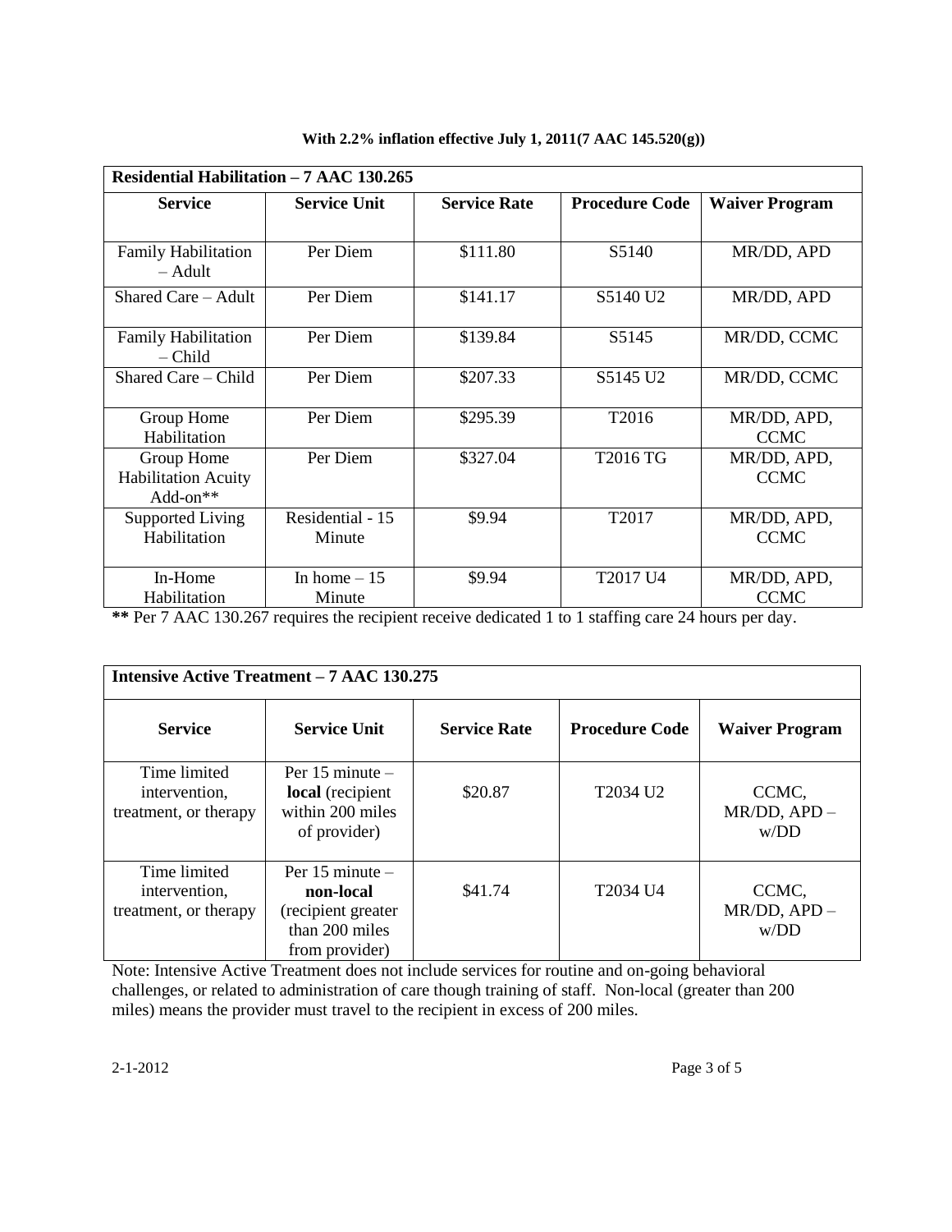**With 2.2% inflation effective July 1, 2011(7 AAC 145.520(g))**

| **Residential Habilitation – 7 AAC 130.265** | | | | |
|---|---|---|---|---|
| **Service** | **Service Unit** | **Service Rate** | **Procedure Code** | **Waiver Program** |
| Family Habilitation – Adult | Per Diem | $111.80 | S5140 | MR/DD, APD |
| Shared Care – Adult | Per Diem | $141.17 | S5140 U2 | MR/DD, APD |
| Family Habilitation – Child | Per Diem | $139.84 | S5145 | MR/DD, CCMC |
| Shared Care – Child | Per Diem | $207.33 | S5145 U2 | MR/DD, CCMC |
| Group Home Habilitation | Per Diem | $295.39 | T2016 | MR/DD, APD, CCMC |
| Group Home Habilitation Acuity Add-on** | Per Diem | $327.04 | T2016 TG | MR/DD, APD, CCMC |
| Supported Living Habilitation | Residential - 15 Minute | $9.94 | T2017 | MR/DD, APD, CCMC |
| In-Home Habilitation | In home – 15 Minute | $9.94 | T2017 U4 | MR/DD, APD, CCMC |

**\*\*** Per 7 AAC 130.267 requires the recipient receive dedicated 1 to 1 staffing care 24 hours per day.

| **Intensive Active Treatment – 7 AAC 130.275** | | | | |
|---|---|---|---|---|
| **Service** | **Service Unit** | **Service Rate** | **Procedure Code** | **Waiver Program** |
| Time limited intervention, treatment, or therapy | Per 15 minute – **local** (recipient within 200 miles of provider) | $20.87 | T2034 U2 | CCMC, MR/DD, APD – w/DD |
| Time limited intervention, treatment, or therapy | Per 15 minute – **non-local** (recipient greater than 200 miles from provider) | $41.74 | T2034 U4 | CCMC, MR/DD, APD – w/DD |

Note: Intensive Active Treatment does not include services for routine and on-going behavioral challenges, or related to administration of care though training of staff. Non-local (greater than 200 miles) means the provider must travel to the recipient in excess of 200 miles.

2-1-2012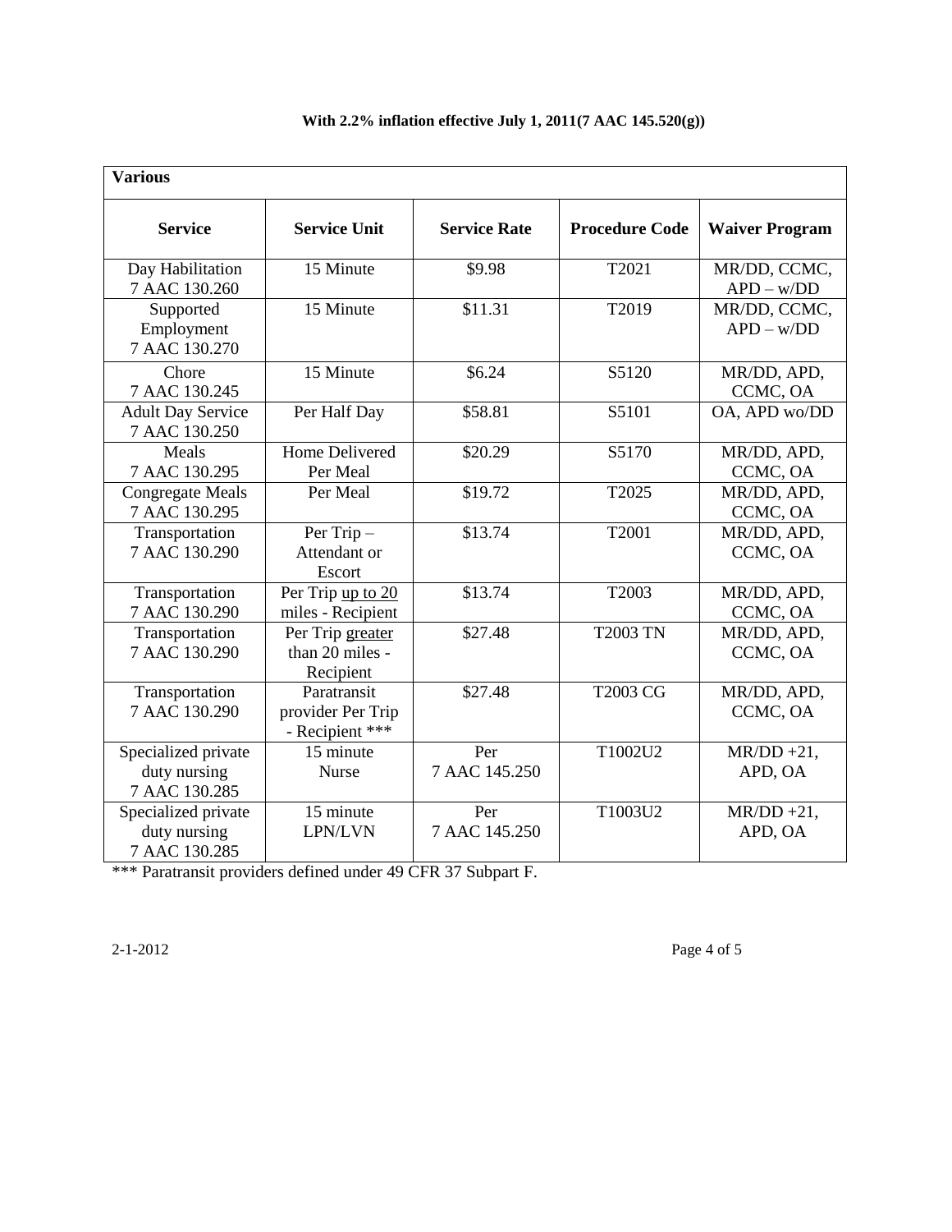**With 2.2% inflation effective July 1, 2011(7 AAC 145.520(g))**

| **Various** | | | | |
|---|---|---|---|---|
| **Service** | **Service Unit** | **Service Rate** | **Procedure Code** | **Waiver Program** |
| Day Habilitation 7 AAC 130.260 | 15 Minute | \$9.98 | T2021 | MR/DD, CCMC, APD – w/DD |
| Supported Employment 7 AAC 130.270 | 15 Minute | \$11.31 | T2019 | MR/DD, CCMC, APD – w/DD |
| Chore 7 AAC 130.245 | 15 Minute | \$6.24 | S5120 | MR/DD, APD, CCMC, OA |
| Adult Day Service 7 AAC 130.250 | Per Half Day | \$58.81 | S5101 | OA, APD wo/DD |
| Meals 7 AAC 130.295 | Home Delivered Per Meal | \$20.29 | S5170 | MR/DD, APD, CCMC, OA |
| Congregate Meals 7 AAC 130.295 | Per Meal | \$19.72 | T2025 | MR/DD, APD, CCMC, OA |
| Transportation 7 AAC 130.290 | Per Trip – Attendant or Escort | \$13.74 | T2001 | MR/DD, APD, CCMC, OA |
| Transportation 7 AAC 130.290 | Per Trip up to 20 miles - Recipient | \$13.74 | T2003 | MR/DD, APD, CCMC, OA |
| Transportation 7 AAC 130.290 | Per Trip greater than 20 miles - Recipient | \$27.48 | T2003 TN | MR/DD, APD, CCMC, OA |
| Transportation 7 AAC 130.290 | Paratransit provider Per Trip - Recipient *** | \$27.48 | T2003 CG | MR/DD, APD, CCMC, OA |
| Specialized private duty nursing 7 AAC 130.285 | 15 minute Nurse | Per 7 AAC 145.250 | T1002U2 | MR/DD +21, APD, OA |
| Specialized private duty nursing 7 AAC 130.285 | 15 minute LPN/LVN | Per 7 AAC 145.250 | T1003U2 | MR/DD +21, APD, OA |

*** Paratransit providers defined under 49 CFR 37 Subpart F.

2-1-2012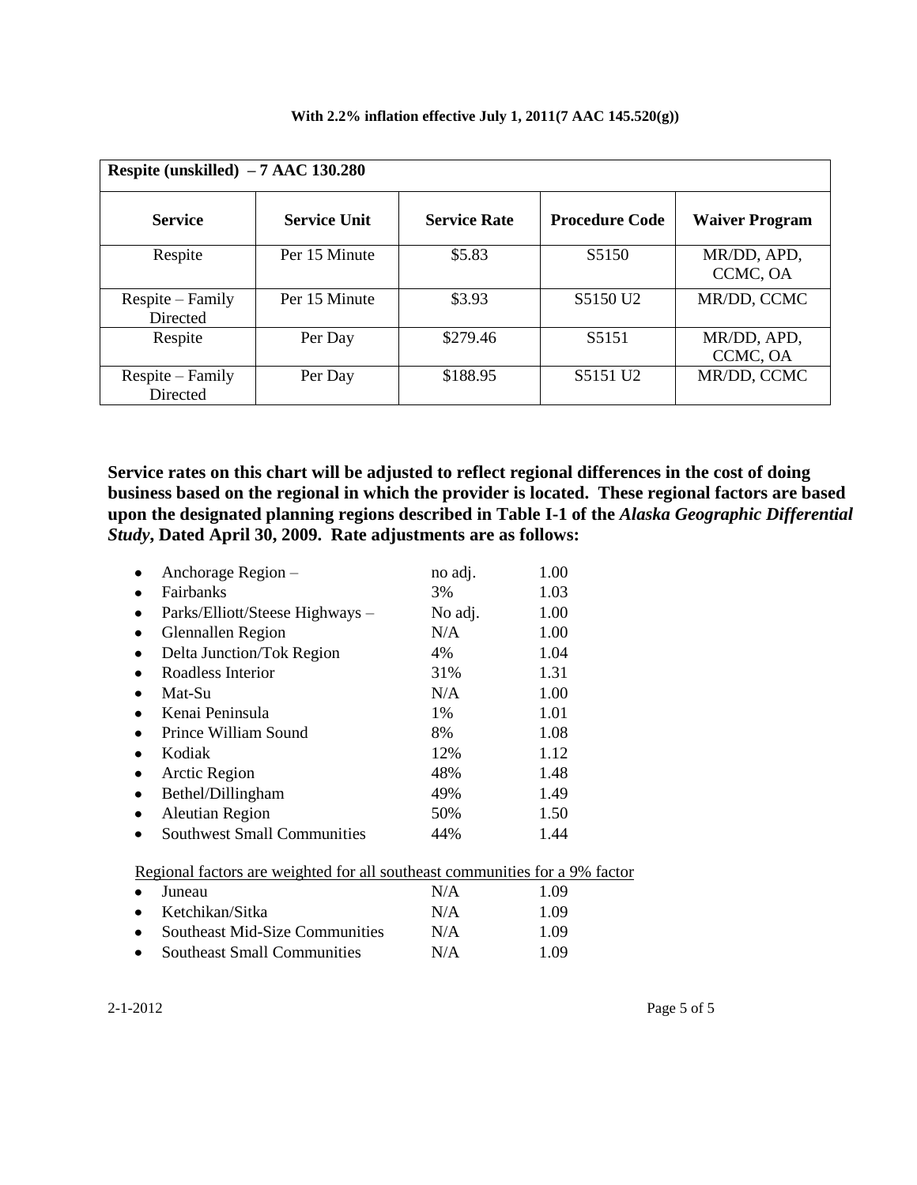**With 2.2% inflation effective July 1, 2011(7 AAC 145.520(g))**

| **Respite (unskilled) – 7 AAC 130.280** | | | | |
|---|---|---|---|---|
| **Service** | **Service Unit** | **Service Rate** | **Procedure Code** | **Waiver Program** |
| Respite | Per 15 Minute | $5.83 | S5150 | MR/DD, APD, CCMC, OA |
| Respite – Family Directed | Per 15 Minute | $3.93 | S5150 U2 | MR/DD, CCMC |
| Respite | Per Day | $279.46 | S5151 | MR/DD, APD, CCMC, OA |
| Respite – Family Directed | Per Day | $188.95 | S5151 U2 | MR/DD, CCMC |

**Service rates on this chart will be adjusted to reflect regional differences in the cost of doing business based on the regional in which the provider is located. These regional factors are based upon the designated planning regions described in Table I-1 of the *Alaska Geographic Differential Study*, Dated April 30, 2009. Rate adjustments are as follows:**

| | | |
|---|---|---|
| • Anchorage Region – | no adj. | 1.00 |
| • Fairbanks | 3% | 1.03 |
| • Parks/Elliott/Steese Highways – | No adj. | 1.00 |
| • Glennallen Region | N/A | 1.00 |
| • Delta Junction/Tok Region | 4% | 1.04 |
| • Roadless Interior | 31% | 1.31 |
| • Mat-Su | N/A | 1.00 |
| • Kenai Peninsula | 1% | 1.01 |
| • Prince William Sound | 8% | 1.08 |
| • Kodiak | 12% | 1.12 |
| • Arctic Region | 48% | 1.48 |
| • Bethel/Dillingham | 49% | 1.49 |
| • Aleutian Region | 50% | 1.50 |
| • Southwest Small Communities | 44% | 1.44 |

<u>Regional factors are weighted for all southeast communities for a 9% factor</u>

| | | |
|---|---|---|
| • Juneau | N/A | 1.09 |
| • Ketchikan/Sitka | N/A | 1.09 |
| • Southeast Mid-Size Communities | N/A | 1.09 |
| • Southeast Small Communities | N/A | 1.09 |

2-1-2012